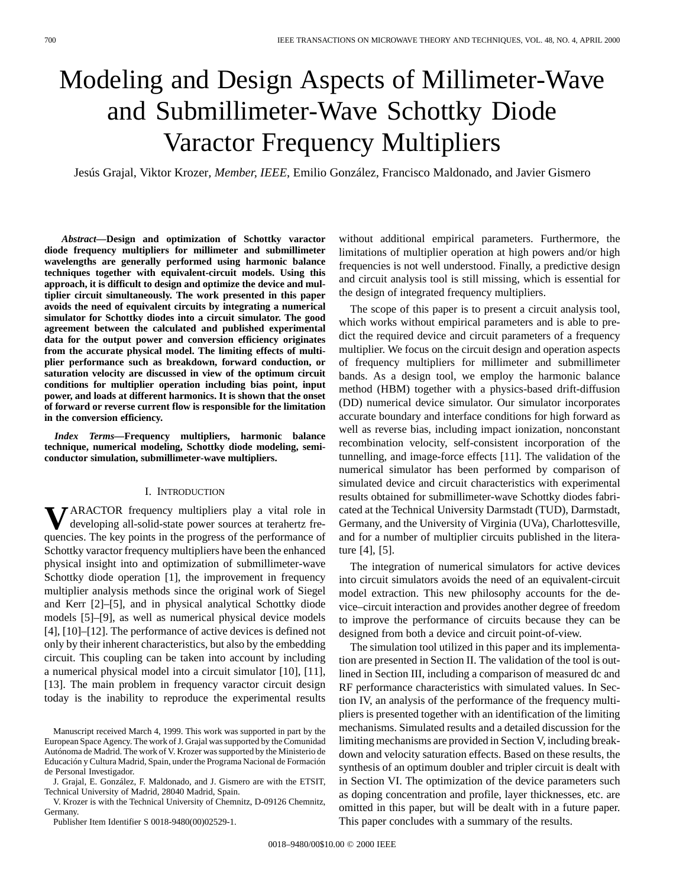# Modeling and Design Aspects of Millimeter-Wave and Submillimeter-Wave Schottky Diode Varactor Frequency Multipliers

Jesús Grajal, Viktor Krozer, *Member, IEEE*, Emilio González, Francisco Maldonado, and Javier Gismero

***Abstract*—Design and optimization of Schottky varactor diode frequency multipliers for millimeter and submillimeter wavelengths are generally performed using harmonic balance techniques together with equivalent-circuit models. Using this approach, it is difficult to design and optimize the device and multiplier circuit simultaneously. The work presented in this paper avoids the need of equivalent circuits by integrating a numerical simulator for Schottky diodes into a circuit simulator. The good agreement between the calculated and published experimental data for the output power and conversion efficiency originates from the accurate physical model. The limiting effects of multiplier performance such as breakdown, forward conduction, or saturation velocity are discussed in view of the optimum circuit conditions for multiplier operation including bias point, input power, and loads at different harmonics. It is shown that the onset of forward or reverse current flow is responsible for the limitation in the conversion efficiency.**

***Index Terms*—Frequency multipliers, harmonic balance technique, numerical modeling, Schottky diode modeling, semiconductor simulation, submillimeter-wave multipliers.**

## I. Introduction

VARACTOR frequency multipliers play a vital role in developing all-solid-state power sources at terahertz frequencies. The key points in the progress of the performance of Schottky varactor frequency multipliers have been the enhanced physical insight into and optimization of submillimeter-wave Schottky diode operation [1], the improvement in frequency multiplier analysis methods since the original work of Siegel and Kerr [2]–[5], and in physical analytical Schottky diode models [5]–[9], as well as numerical physical device models [4], [10]–[12]. The performance of active devices is defined not only by their inherent characteristics, but also by the embedding circuit. This coupling can be taken into account by including a numerical physical model into a circuit simulator [10], [11], [13]. The main problem in frequency varactor circuit design today is the inability to reproduce the experimental results without additional empirical parameters. Furthermore, the limitations of multiplier operation at high powers and/or high frequencies is not well understood. Finally, a predictive design and circuit analysis tool is still missing, which is essential for the design of integrated frequency multipliers.

The scope of this paper is to present a circuit analysis tool, which works without empirical parameters and is able to predict the required device and circuit parameters of a frequency multiplier. We focus on the circuit design and operation aspects of frequency multipliers for millimeter and submillimeter bands. As a design tool, we employ the harmonic balance method (HBM) together with a physics-based drift-diffusion (DD) numerical device simulator. Our simulator incorporates accurate boundary and interface conditions for high forward as well as reverse bias, including impact ionization, nonconstant recombination velocity, self-consistent incorporation of the tunnelling, and image-force effects [11]. The validation of the numerical simulator has been performed by comparison of simulated device and circuit characteristics with experimental results obtained for submillimeter-wave Schottky diodes fabricated at the Technical University Darmstadt (TUD), Darmstadt, Germany, and the University of Virginia (UVa), Charlottesville, and for a number of multiplier circuits published in the literature [4], [5].

The integration of numerical simulators for active devices into circuit simulators avoids the need of an equivalent-circuit model extraction. This new philosophy accounts for the device–circuit interaction and provides another degree of freedom to improve the performance of circuits because they can be designed from both a device and circuit point-of-view.

The simulation tool utilized in this paper and its implementation are presented in Section II. The validation of the tool is outlined in Section III, including a comparison of measured dc and RF performance characteristics with simulated values. In Section IV, an analysis of the performance of the frequency multipliers is presented together with an identification of the limiting mechanisms. Simulated results and a detailed discussion for the limiting mechanisms are provided in Section V, including breakdown and velocity saturation effects. Based on these results, the synthesis of an optimum doubler and tripler circuit is dealt with in Section VI. The optimization of the device parameters such as doping concentration and profile, layer thicknesses, etc. are omitted in this paper, but will be dealt with in a future paper. This paper concludes with a summary of the results.

Manuscript received March 4, 1999. This work was supported in part by the European Space Agency. The work of J. Grajal was supported by the Comunidad Autónoma de Madrid. The work of V. Krozer was supported by the Ministerio de Educación y Cultura Madrid, Spain, under the Programa Nacional de Formación de Personal Investigador.

J. Grajal, E. González, F. Maldonado, and J. Gismero are with the ETSIT, Technical University of Madrid, 28040 Madrid, Spain.

V. Krozer is with the Technical University of Chemnitz, D-09126 Chemnitz, Germany.

Publisher Item Identifier S 0018-9480(00)02529-1.

0018–9480/00$10.00 © 2000 IEEE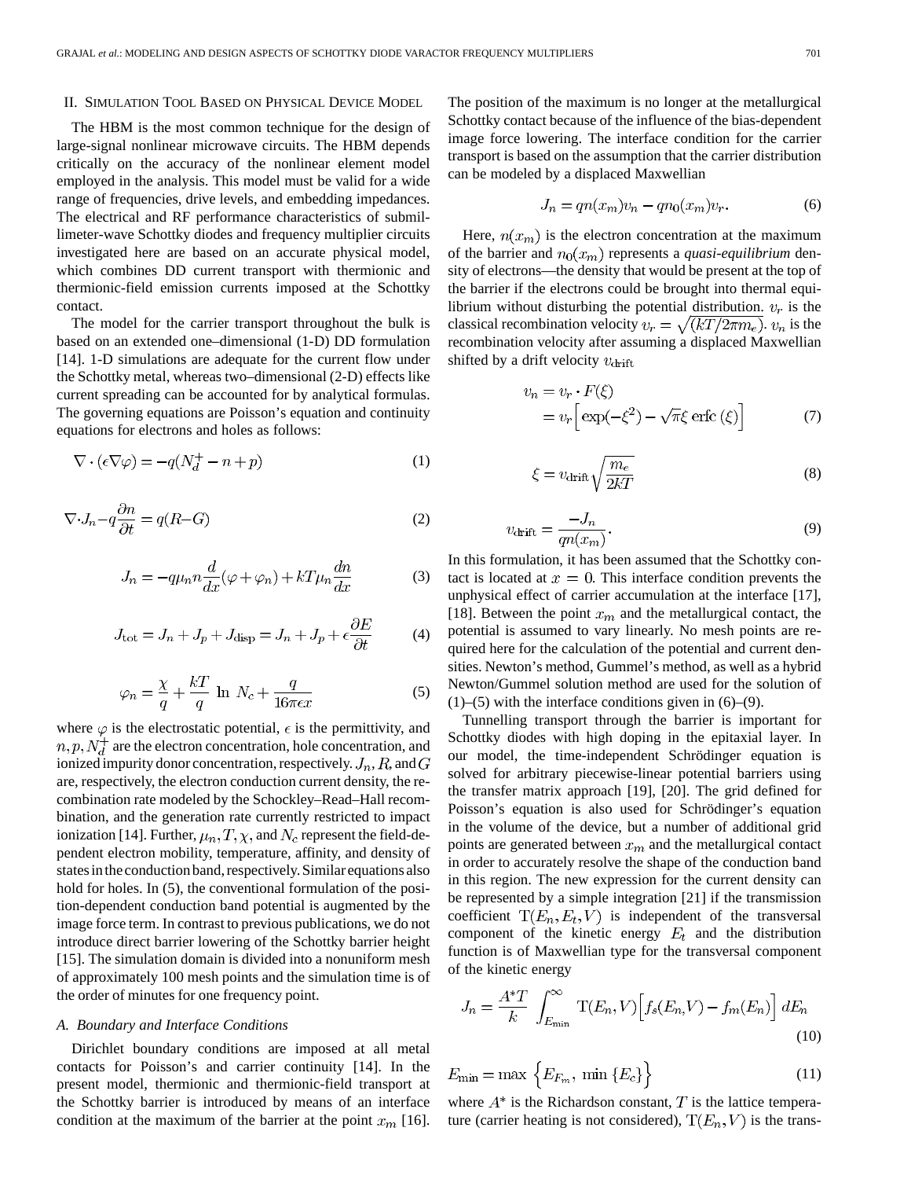## II. Simulation Tool Based on Physical Device Model

The HBM is the most common technique for the design of large-signal nonlinear microwave circuits. The HBM depends critically on the accuracy of the nonlinear element model employed in the analysis. This model must be valid for a wide range of frequencies, drive levels, and embedding impedances. The electrical and RF performance characteristics of submillimeter-wave Schottky diodes and frequency multiplier circuits investigated here are based on an accurate physical model, which combines DD current transport with thermionic and thermionic-field emission currents imposed at the Schottky contact.

The model for the carrier transport throughout the bulk is based on an extended one–dimensional (1-D) DD formulation [14]. 1-D simulations are adequate for the current flow under the Schottky metal, whereas two–dimensional (2-D) effects like current spreading can be accounted for by analytical formulas. The governing equations are Poisson's equation and continuity equations for electrons and holes as follows:

$$\nabla \cdot (\epsilon \nabla \varphi) = -q(N_d^+ - n + p) \tag{1}$$

$$\nabla \cdot J_n - q\frac{\partial n}{\partial t} = q(R - G) \tag{2}$$

$$J_n = -q\mu_n n \frac{d}{dx}(\varphi + \varphi_n) + kT\mu_n \frac{dn}{dx} \tag{3}$$

$$J_{\text{tot}} = J_n + J_p + J_{\text{disp}} = J_n + J_p + \epsilon \frac{\partial E}{\partial t} \tag{4}$$

$$\varphi_n = \frac{\chi}{q} + \frac{kT}{q} \ln N_c + \frac{q}{16\pi\epsilon x} \tag{5}$$

where $\varphi$ is the electrostatic potential, $\epsilon$ is the permittivity, and $n, p, N_d^+$ are the electron concentration, hole concentration, and ionized impurity donor concentration, respectively. $J_n, R$, and $G$ are, respectively, the electron conduction current density, the recombination rate modeled by the Schockley–Read–Hall recombination, and the generation rate currently restricted to impact ionization [14]. Further, $\mu_n, T, \chi$, and $N_c$ represent the field-dependent electron mobility, temperature, affinity, and density of states in the conduction band, respectively. Similar equations also hold for holes. In (5), the conventional formulation of the position-dependent conduction band potential is augmented by the image force term. In contrast to previous publications, we do not introduce direct barrier lowering of the Schottky barrier height [15]. The simulation domain is divided into a nonuniform mesh of approximately 100 mesh points and the simulation time is of the order of minutes for one frequency point.

### A. Boundary and Interface Conditions

Dirichlet boundary conditions are imposed at all metal contacts for Poisson's and carrier continuity [14]. In the present model, thermionic and thermionic-field transport at the Schottky barrier is introduced by means of an interface condition at the maximum of the barrier at the point $x_m$ [16]. The position of the maximum is no longer at the metallurgical Schottky contact because of the influence of the bias-dependent image force lowering. The interface condition for the carrier transport is based on the assumption that the carrier distribution can be modeled by a displaced Maxwellian

$$J_n = qn(x_m)v_n - qn_0(x_m)v_r. \tag{6}$$

Here, $n(x_m)$ is the electron concentration at the maximum of the barrier and $n_0(x_m)$ represents a *quasi-equilibrium* density of electrons—the density that would be present at the top of the barrier if the electrons could be brought into thermal equilibrium without disturbing the potential distribution. $v_r$ is the classical recombination velocity $v_r = \sqrt{(kT/2\pi m_e)}$. $v_n$ is the recombination velocity after assuming a displaced Maxwellian shifted by a drift velocity $v_{\text{drift}}$

$$\begin{aligned} v_n &= v_r \cdot F(\xi) \\ &= v_r\left[\exp(-\xi^2) - \sqrt{\pi}\xi \,\text{erfc}\,(\xi)\right] \end{aligned} \tag{7}$$

$$\xi = v_{\text{drift}}\sqrt{\frac{m_e}{2kT}} \tag{8}$$

$$v_{\text{drift}} = \frac{-J_n}{qn(x_m)}. \tag{9}$$

In this formulation, it has been assumed that the Schottky contact is located at $x = 0$. This interface condition prevents the unphysical effect of carrier accumulation at the interface [17], [18]. Between the point $x_m$ and the metallurgical contact, the potential is assumed to vary linearly. No mesh points are required here for the calculation of the potential and current densities. Newton's method, Gummel's method, as well as a hybrid Newton/Gummel solution method are used for the solution of (1)–(5) with the interface conditions given in (6)–(9).

Tunnelling transport through the barrier is important for Schottky diodes with high doping in the epitaxial layer. In our model, the time-independent Schrödinger equation is solved for arbitrary piecewise-linear potential barriers using the transfer matrix approach [19], [20]. The grid defined for Poisson's equation is also used for Schrödinger's equation in the volume of the device, but a number of additional grid points are generated between $x_m$ and the metallurgical contact in order to accurately resolve the shape of the conduction band in this region. The new expression for the current density can be represented by a simple integration [21] if the transmission coefficient $\text{T}(E_n, E_t, V)$ is independent of the transversal component of the kinetic energy $E_t$ and the distribution function is of Maxwellian type for the transversal component of the kinetic energy

$$J_n = \frac{A^* T}{k} \int_{E_{\min}}^{\infty} \text{T}(E_n, V)\left[f_s(E_n, V) - f_m(E_n)\right] dE_n \tag{10}$$

$$E_{\min} = \max\left\{E_{F_m}, \, \min\{E_c\}\right\} \tag{11}$$

where $A^*$ is the Richardson constant, $T$ is the lattice temperature (carrier heating is not considered), $\text{T}(E_n, V)$ is the trans-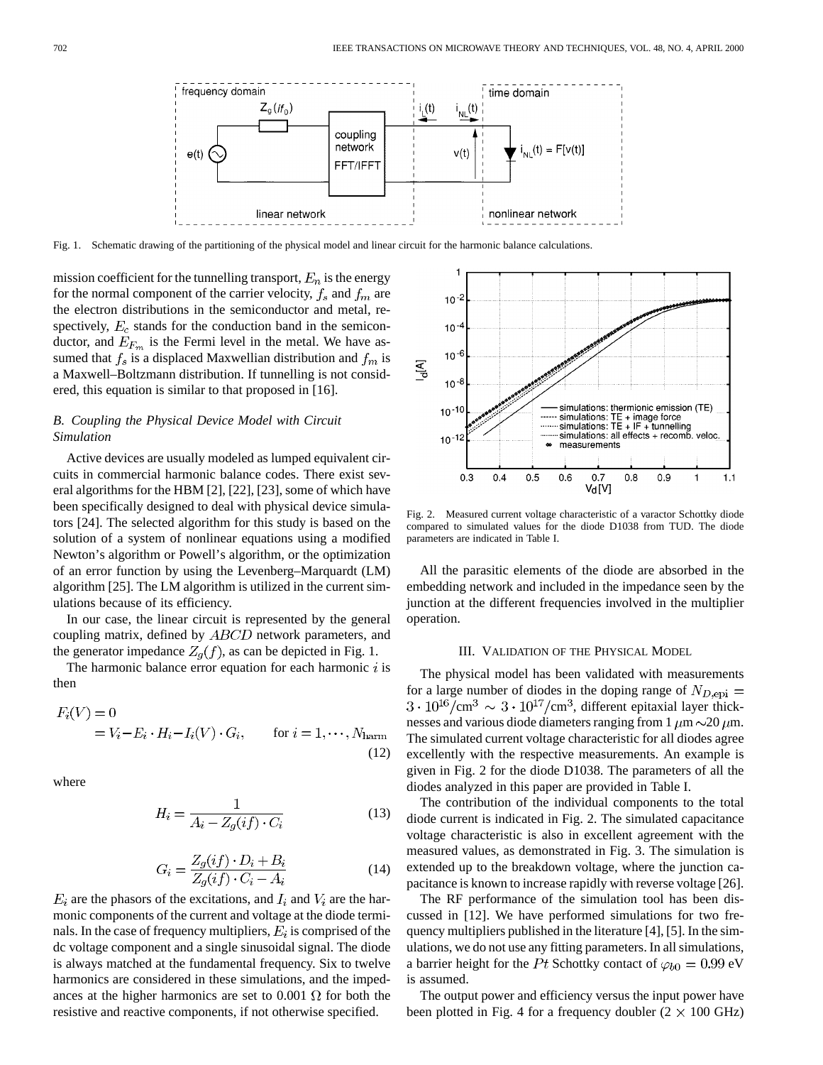Fig. 1. Schematic drawing of the partitioning of the physical model and linear circuit for the harmonic balance calculations.

mission coefficient for the tunnelling transport, $E_n$ is the energy for the normal component of the carrier velocity, $f_s$ and $f_m$ are the electron distributions in the semiconductor and metal, respectively, $E_c$ stands for the conduction band in the semiconductor, and $E_{F_m}$ is the Fermi level in the metal. We have assumed that $f_s$ is a displaced Maxwellian distribution and $f_m$ is a Maxwell–Boltzmann distribution. If tunnelling is not considered, this equation is similar to that proposed in [16].

### *B. Coupling the Physical Device Model with Circuit Simulation*

Active devices are usually modeled as lumped equivalent circuits in commercial harmonic balance codes. There exist several algorithms for the HBM [2], [22], [23], some of which have been specifically designed to deal with physical device simulators [24]. The selected algorithm for this study is based on the solution of a system of nonlinear equations using a modified Newton's algorithm or Powell's algorithm, or the optimization of an error function by using the Levenberg–Marquardt (LM) algorithm [25]. The LM algorithm is utilized in the current simulations because of its efficiency.

In our case, the linear circuit is represented by the general coupling matrix, defined by $ABCD$ network parameters, and the generator impedance $Z_g(f)$, as can be depicted in Fig. 1.

The harmonic balance error equation for each harmonic $i$ is then

$$F_i(V) = 0 = V_i - E_i \cdot H_i - I_i(V) \cdot G_i, \qquad \text{for } i = 1, \cdots, N_{\text{harm}} \tag{12}$$

where

$$H_i = \frac{1}{A_i - Z_g(if) \cdot C_i} \tag{13}$$

$$G_i = \frac{Z_g(if) \cdot D_i + B_i}{Z_g(if) \cdot C_i - A_i} \tag{14}$$

$E_i$ are the phasors of the excitations, and $I_i$ and $V_i$ are the harmonic components of the current and voltage at the diode terminals. In the case of frequency multipliers, $E_i$ is comprised of the dc voltage component and a single sinusoidal signal. The diode is always matched at the fundamental frequency. Six to twelve harmonics are considered in these simulations, and the impedances at the higher harmonics are set to 0.001 Ω for both the resistive and reactive components, if not otherwise specified.

Fig. 2. Measured current voltage characteristic of a varactor Schottky diode compared to simulated values for the diode D1038 from TUD. The diode parameters are indicated in Table I.

All the parasitic elements of the diode are absorbed in the embedding network and included in the impedance seen by the junction at the different frequencies involved in the multiplier operation.

## III. Validation of the Physical Model

The physical model has been validated with measurements for a large number of diodes in the doping range of $N_{D,\text{epi}} = 3 \cdot 10^{16}/\text{cm}^3 \sim 3 \cdot 10^{17}/\text{cm}^3$, different epitaxial layer thicknesses and various diode diameters ranging from 1 $\mu$m ∼20 $\mu$m. The simulated current voltage characteristic for all diodes agree excellently with the respective measurements. An example is given in Fig. 2 for the diode D1038. The parameters of all the diodes analyzed in this paper are provided in Table I.

The contribution of the individual components to the total diode current is indicated in Fig. 2. The simulated capacitance voltage characteristic is also in excellent agreement with the measured values, as demonstrated in Fig. 3. The simulation is extended up to the breakdown voltage, where the junction capacitance is known to increase rapidly with reverse voltage [26].

The RF performance of the simulation tool has been discussed in [12]. We have performed simulations for two frequency multipliers published in the literature [4], [5]. In the simulations, we do not use any fitting parameters. In all simulations, a barrier height for the $Pt$ Schottky contact of $\varphi_{b0} = 0.99$ eV is assumed.

The output power and efficiency versus the input power have been plotted in Fig. 4 for a frequency doubler (2 × 100 GHz)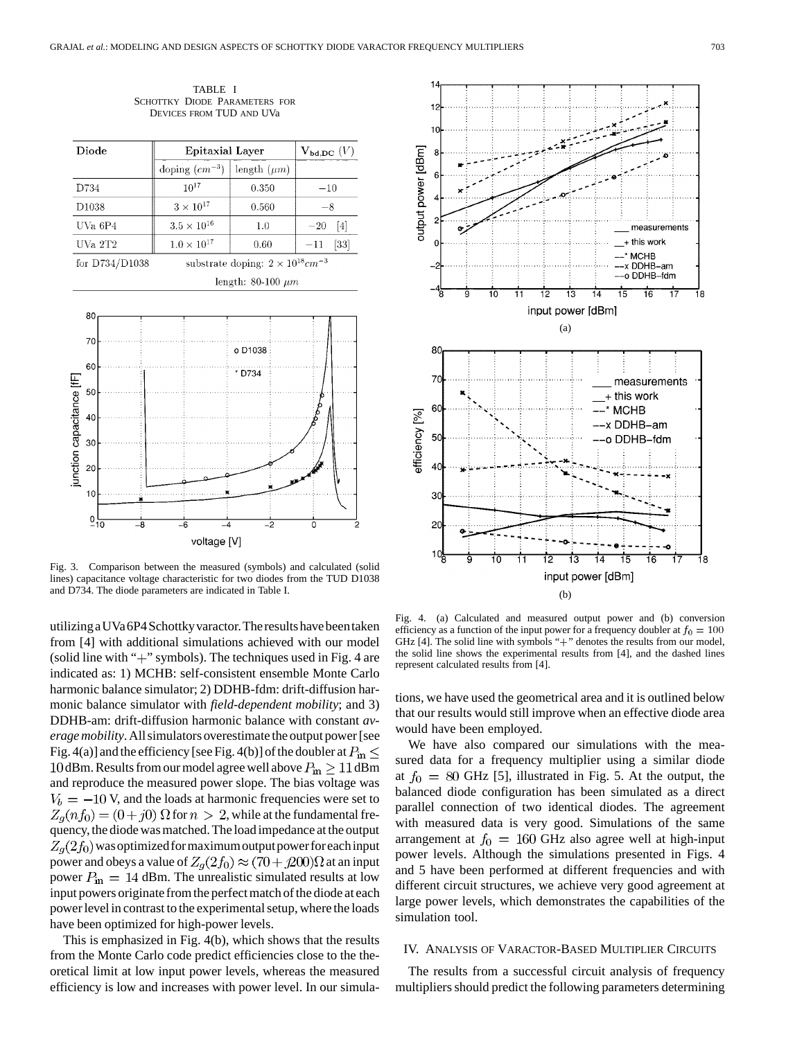TABLE I
SCHOTTKY DIODE PARAMETERS FOR DEVICES FROM TUD AND UVa

| Diode | Epitaxial Layer | | $V_{bd,DC}$ $(V)$ |
|---|---|---|---|
| | doping $(cm^{-3})$ | length $(\mu m)$ | |
| D734 | $10^{17}$ | 0.350 | $-10$ |
| D1038 | $3 \times 10^{17}$ | 0.560 | $-8$ |
| UVa 6P4 | $3.5 \times 10^{16}$ | 1.0 | $-20$ [4] |
| UVa 2T2 | $1.0 \times 10^{17}$ | 0.60 | $-11$ [33] |
| for D734/D1038 | substrate doping: $2 \times 10^{18} cm^{-3}$ | | |
| | length: 80-100 $\mu m$ | | |

Fig. 3. Comparison between the measured (symbols) and calculated (solid lines) capacitance voltage characteristic for two diodes from the TUD D1038 and D734. The diode parameters are indicated in Table I.

utilizing a UVa 6P4 Schottky varactor. The results have been taken from [4] with additional simulations achieved with our model (solid line with "+" symbols). The techniques used in Fig. 4 are indicated as: 1) MCHB: self-consistent ensemble Monte Carlo harmonic balance simulator; 2) DDHB-fdm: drift-diffusion harmonic balance simulator with *field-dependent mobility*; and 3) DDHB-am: drift-diffusion harmonic balance with constant *average mobility*. All simulators overestimate the output power [see Fig. 4(a)] and the efficiency [see Fig. 4(b)] of the doubler at $P_{in} \leq 10$ dBm. Results from our model agree well above $P_{in} \geq 11$ dBm and reproduce the measured power slope. The bias voltage was $V_b = -10$ V, and the loads at harmonic frequencies were set to $Z_g(nf_0) = (0 + j0)\ \Omega$ for $n > 2$, while at the fundamental frequency, the diode was matched. The load impedance at the output $Z_g(2f_0)$ was optimized for maximum output power for each input power and obeys a value of $Z_g(2f_0) \approx (70 + j200)\Omega$ at an input power $P_{in} = 14$ dBm. The unrealistic simulated results at low input powers originate from the perfect match of the diode at each power level in contrast to the experimental setup, where the loads have been optimized for high-power levels.

This is emphasized in Fig. 4(b), which shows that the results from the Monte Carlo code predict efficiencies close to the theoretical limit at low input power levels, whereas the measured efficiency is low and increases with power level. In our simulations, we have used the geometrical area and it is outlined below that our results would still improve when an effective diode area would have been employed.

Fig. 4. (a) Calculated and measured output power and (b) conversion efficiency as a function of the input power for a frequency doubler at $f_0 = 100$ GHz [4]. The solid line with symbols "+" denotes the results from our model, the solid line shows the experimental results from [4], and the dashed lines represent calculated results from [4].

We have also compared our simulations with the measured data for a frequency multiplier using a similar diode at $f_0 = 80$ GHz [5], illustrated in Fig. 5. At the output, the balanced diode configuration has been simulated as a direct parallel connection of two identical diodes. The agreement with measured data is very good. Simulations of the same arrangement at $f_0 = 160$ GHz also agree well at high-input power levels. Although the simulations presented in Figs. 4 and 5 have been performed at different frequencies and with different circuit structures, we achieve very good agreement at large power levels, which demonstrates the capabilities of the simulation tool.

## IV. Analysis of Varactor-Based Multiplier Circuits

The results from a successful circuit analysis of frequency multipliers should predict the following parameters determining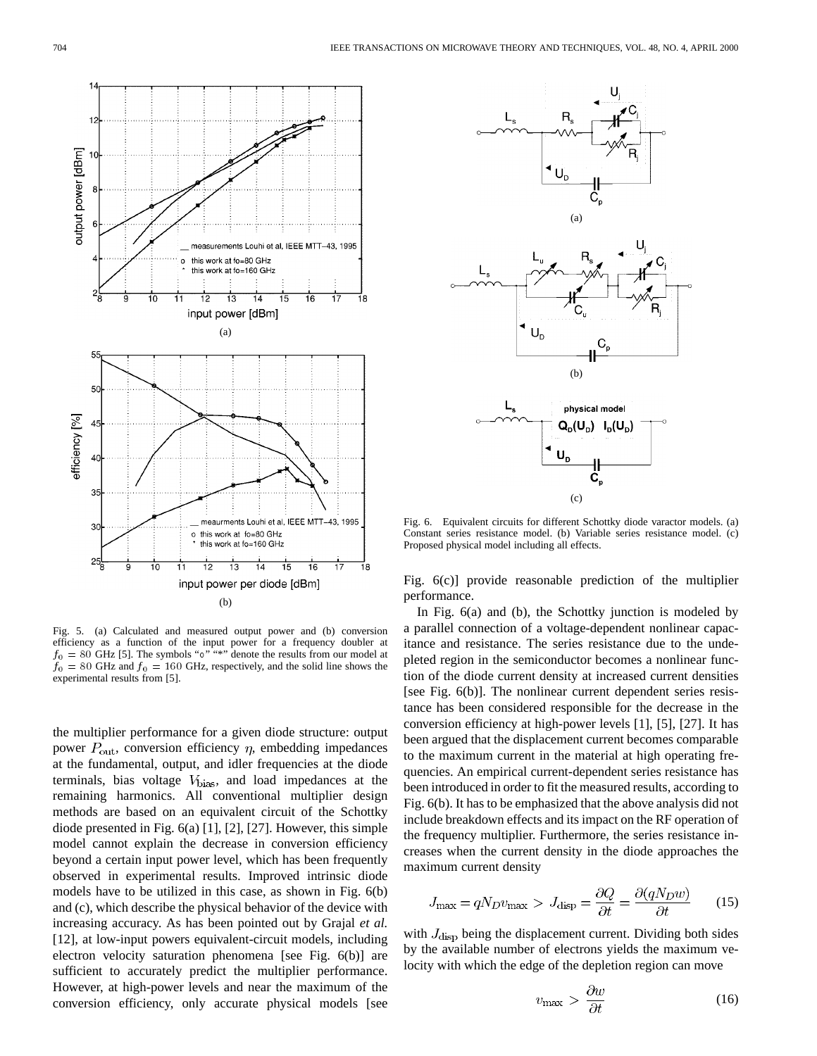Fig. 5. (a) Calculated and measured output power and (b) conversion efficiency as a function of the input power for a frequency doubler at $f_0 = 80$ GHz [5]. The symbols "o" "*" denote the results from our model at $f_0 = 80$ GHz and $f_0 = 160$ GHz, respectively, and the solid line shows the experimental results from [5].

the multiplier performance for a given diode structure: output power $P_{\rm out}$, conversion efficiency $\eta$, embedding impedances at the fundamental, output, and idler frequencies at the diode terminals, bias voltage $V_{\rm bias}$, and load impedances at the remaining harmonics. All conventional multiplier design methods are based on an equivalent circuit of the Schottky diode presented in Fig. 6(a) [1], [2], [27]. However, this simple model cannot explain the decrease in conversion efficiency beyond a certain input power level, which has been frequently observed in experimental results. Improved intrinsic diode models have to be utilized in this case, as shown in Fig. 6(b) and (c), which describe the physical behavior of the device with increasing accuracy. As has been pointed out by Grajal *et al.* [12], at low-input powers equivalent-circuit models, including electron velocity saturation phenomena [see Fig. 6(b)] are sufficient to accurately predict the multiplier performance. However, at high-power levels and near the maximum of the conversion efficiency, only accurate physical models [see Fig. 6(c)] provide reasonable prediction of the multiplier performance.

Fig. 6. Equivalent circuits for different Schottky diode varactor models. (a) Constant series resistance model. (b) Variable series resistance model. (c) Proposed physical model including all effects.

In Fig. 6(a) and (b), the Schottky junction is modeled by a parallel connection of a voltage-dependent nonlinear capacitance and resistance. The series resistance due to the undepleted region in the semiconductor becomes a nonlinear function of the diode current density at increased current densities [see Fig. 6(b)]. The nonlinear current dependent series resistance has been considered responsible for the decrease in the conversion efficiency at high-power levels [1], [5], [27]. It has been argued that the displacement current becomes comparable to the maximum current in the material at high operating frequencies. An empirical current-dependent series resistance has been introduced in order to fit the measured results, according to Fig. 6(b). It has to be emphasized that the above analysis did not include breakdown effects and its impact on the RF operation of the frequency multiplier. Furthermore, the series resistance increases when the current density in the diode approaches the maximum current density

$$J_{\max} = qN_D v_{\max} > J_{\rm disp} = \frac{\partial Q}{\partial t} = \frac{\partial (qN_D w)}{\partial t} \tag{15}$$

with $J_{\rm disp}$ being the displacement current. Dividing both sides by the available number of electrons yields the maximum velocity with which the edge of the depletion region can move

$$v_{\max} > \frac{\partial w}{\partial t} \tag{16}$$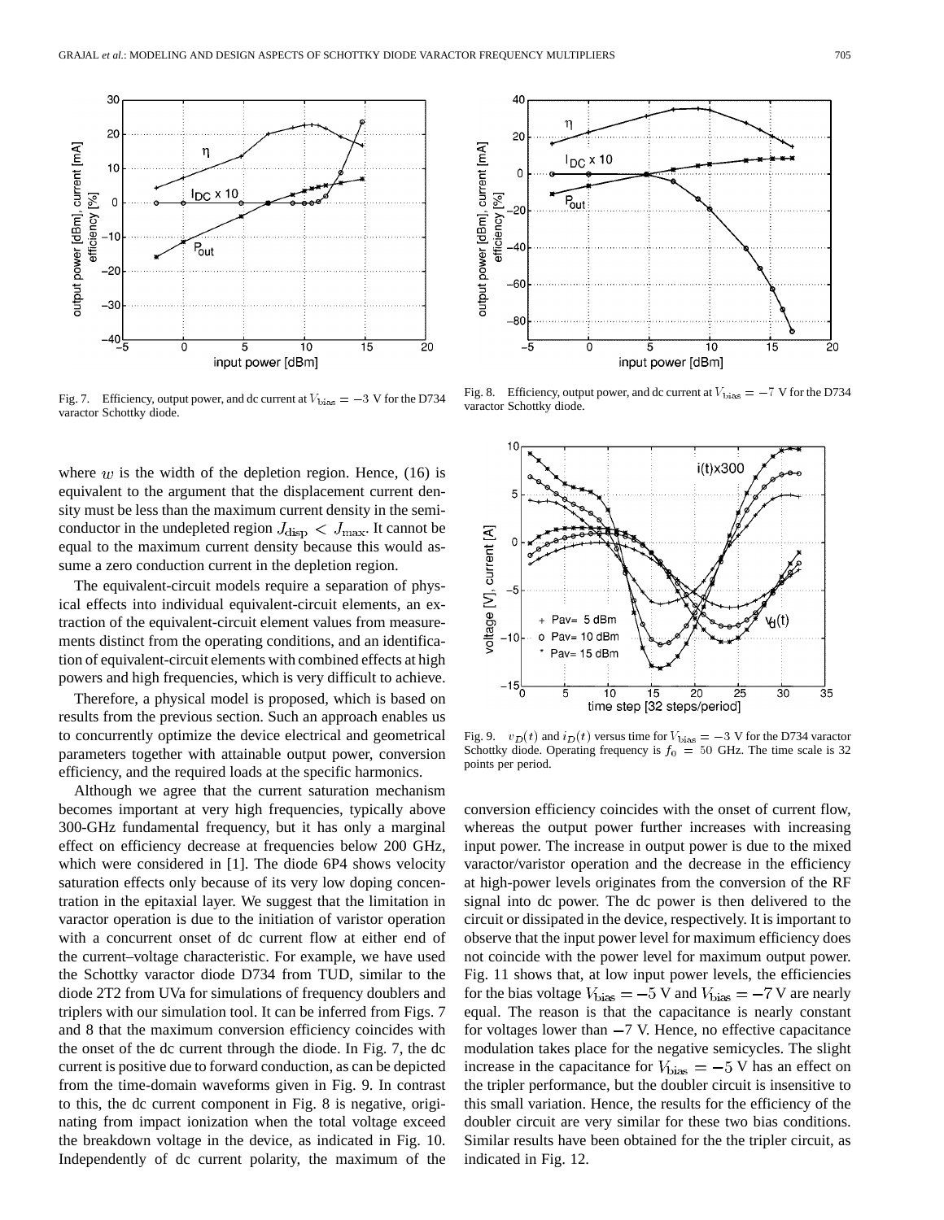Fig. 7. Efficiency, output power, and dc current at $V_{\rm bias} = -3$ V for the D734 varactor Schottky diode.

Fig. 8. Efficiency, output power, and dc current at $V_{\rm bias} = -7$ V for the D734 varactor Schottky diode.

where $w$ is the width of the depletion region. Hence, (16) is equivalent to the argument that the displacement current density must be less than the maximum current density in the semiconductor in the undepleted region $J_{\rm disp} < J_{\rm max}$. It cannot be equal to the maximum current density because this would assume a zero conduction current in the depletion region.

The equivalent-circuit models require a separation of physical effects into individual equivalent-circuit elements, an extraction of the equivalent-circuit element values from measurements distinct from the operating conditions, and an identification of equivalent-circuit elements with combined effects at high powers and high frequencies, which is very difficult to achieve.

Therefore, a physical model is proposed, which is based on results from the previous section. Such an approach enables us to concurrently optimize the device electrical and geometrical parameters together with attainable output power, conversion efficiency, and the required loads at the specific harmonics.

Although we agree that the current saturation mechanism becomes important at very high frequencies, typically above 300-GHz fundamental frequency, but it has only a marginal effect on efficiency decrease at frequencies below 200 GHz, which were considered in [1]. The diode 6P4 shows velocity saturation effects only because of its very low doping concentration in the epitaxial layer. We suggest that the limitation in varactor operation is due to the initiation of varistor operation with a concurrent onset of dc current flow at either end of the current–voltage characteristic. For example, we have used the Schottky varactor diode D734 from TUD, similar to the diode 2T2 from UVa for simulations of frequency doublers and triplers with our simulation tool. It can be inferred from Figs. 7 and 8 that the maximum conversion efficiency coincides with the onset of the dc current through the diode. In Fig. 7, the dc current is positive due to forward conduction, as can be depicted from the time-domain waveforms given in Fig. 9. In contrast to this, the dc current component in Fig. 8 is negative, originating from impact ionization when the total voltage exceed the breakdown voltage in the device, as indicated in Fig. 10. Independently of dc current polarity, the maximum of the

Fig. 9. $v_D(t)$ and $i_D(t)$ versus time for $V_{\rm bias} = -3$ V for the D734 varactor Schottky diode. Operating frequency is $f_0 = 50$ GHz. The time scale is 32 points per period.

conversion efficiency coincides with the onset of current flow, whereas the output power further increases with increasing input power. The increase in output power is due to the mixed varactor/varistor operation and the decrease in the efficiency at high-power levels originates from the conversion of the RF signal into dc power. The dc power is then delivered to the circuit or dissipated in the device, respectively. It is important to observe that the input power level for maximum efficiency does not coincide with the power level for maximum output power. Fig. 11 shows that, at low input power levels, the efficiencies for the bias voltage $V_{\rm bias} = -5$ V and $V_{\rm bias} = -7$ V are nearly equal. The reason is that the capacitance is nearly constant for voltages lower than $-7$ V. Hence, no effective capacitance modulation takes place for the negative semicycles. The slight increase in the capacitance for $V_{\rm bias} = -5$ V has an effect on the tripler performance, but the doubler circuit is insensitive to this small variation. Hence, the results for the efficiency of the doubler circuit are very similar for these two bias conditions. Similar results have been obtained for the the tripler circuit, as indicated in Fig. 12.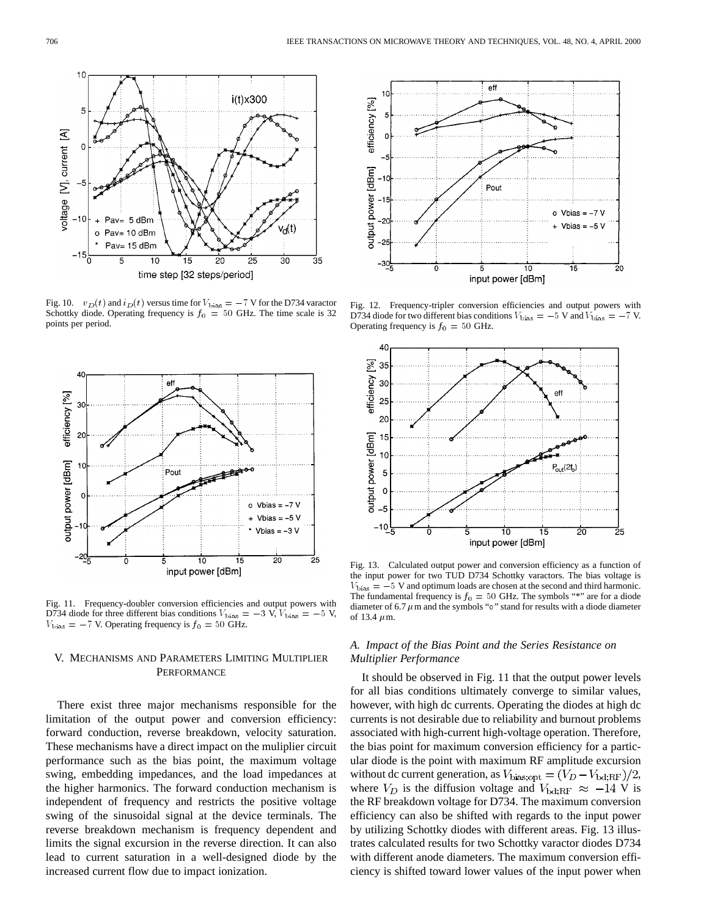Fig. 10. $v_D(t)$ and $i_D(t)$ versus time for $V_{\rm bias} = -7$ V for the D734 varactor Schottky diode. Operating frequency is $f_0 = 50$ GHz. The time scale is 32 points per period.

Fig. 11. Frequency-doubler conversion efficiencies and output powers with D734 diode for three different bias conditions $V_{\rm bias} = -3$ V, $V_{\rm bias} = -5$ V, $V_{\rm bias} = -7$ V. Operating frequency is $f_0 = 50$ GHz.

Fig. 12. Frequency-tripler conversion efficiencies and output powers with D734 diode for two different bias conditions $V_{\rm bias} = -5$ V and $V_{\rm bias} = -7$ V. Operating frequency is $f_0 = 50$ GHz.

Fig. 13. Calculated output power and conversion efficiency as a function of the input power for two TUD D734 Schottky varactors. The bias voltage is $V_{\rm bias} = -5$ V and optimum loads are chosen at the second and third harmonic. The fundamental frequency is $f_0 = 50$ GHz. The symbols "*" are for a diode diameter of 6.7 $\mu$m and the symbols "o" stand for results with a diode diameter of 13.4 $\mu$m.

## V. Mechanisms and Parameters Limiting Multiplier Performance

There exist three major mechanisms responsible for the limitation of the output power and conversion efficiency: forward conduction, reverse breakdown, velocity saturation. These mechanisms have a direct impact on the muliplier circuit performance such as the bias point, the maximum voltage swing, embedding impedances, and the load impedances at the higher harmonics. The forward conduction mechanism is independent of frequency and restricts the positive voltage swing of the sinusoidal signal at the device terminals. The reverse breakdown mechanism is frequency dependent and limits the signal excursion in the reverse direction. It can also lead to current saturation in a well-designed diode by the increased current flow due to impact ionization.

### *A. Impact of the Bias Point and the Series Resistance on Multiplier Performance*

It should be observed in Fig. 11 that the output power levels for all bias conditions ultimately converge to similar values, however, with high dc currents. Operating the diodes at high dc currents is not desirable due to reliability and burnout problems associated with high-current high-voltage operation. Therefore, the bias point for maximum conversion efficiency for a particular diode is the point with maximum RF amplitude excursion without dc current generation, as $V_{\rm bias;opt} = (V_D - V_{\rm bd;RF})/2$, where $V_D$ is the diffusion voltage and $V_{\rm bd;RF} \approx -14$ V is the RF breakdown voltage for D734. The maximum conversion efficiency can also be shifted with regards to the input power by utilizing Schottky diodes with different areas. Fig. 13 illustrates calculated results for two Schottky varactor diodes D734 with different anode diameters. The maximum conversion efficiency is shifted toward lower values of the input power when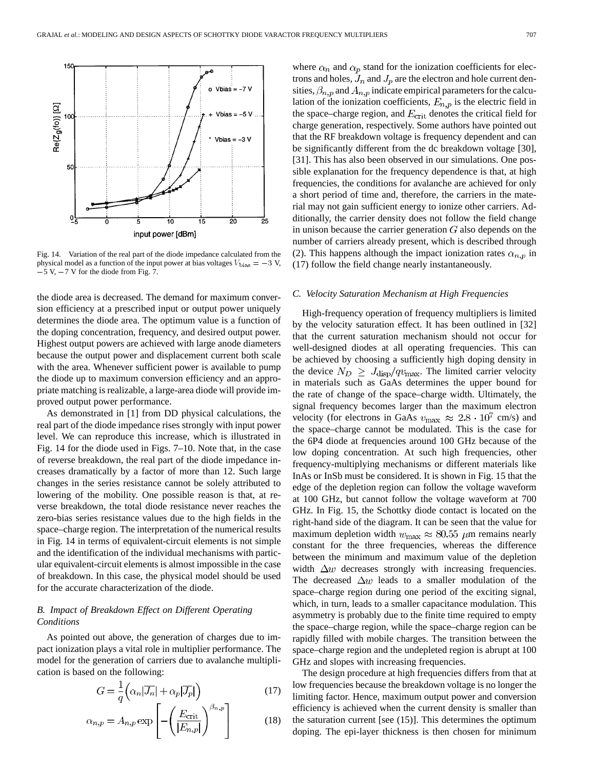Fig. 14. Variation of the real part of the diode impedance calculated from the physical model as a function of the input power at bias voltages $V_{\rm bias} = -3$ V, $-5$ V, $-7$ V for the diode from Fig. 7.

the diode area is decreased. The demand for maximum conversion efficiency at a prescribed input or output power uniquely determines the diode area. The optimum value is a function of the doping concentration, frequency, and desired output power. Highest output powers are achieved with large anode diameters because the output power and displacement current both scale with the area. Whenever sufficient power is available to pump the diode up to maximum conversion efficiency and an appropriate matching is realizable, a large-area diode will provide improved output power performance.

As demonstrated in [1] from DD physical calculations, the real part of the diode impedance rises strongly with input power level. We can reproduce this increase, which is illustrated in Fig. 14 for the diode used in Figs. 7–10. Note that, in the case of reverse breakdown, the real part of the diode impedance increases dramatically by a factor of more than 12. Such large changes in the series resistance cannot be solely attributed to lowering of the mobility. One possible reason is that, at reverse breakdown, the total diode resistance never reaches the zero-bias series resistance values due to the high fields in the space–charge region. The interpretation of the numerical results in Fig. 14 in terms of equivalent-circuit elements is not simple and the identification of the individual mechanisms with particular equivalent-circuit elements is almost impossible in the case of breakdown. In this case, the physical model should be used for the accurate characterization of the diode.

### *B. Impact of Breakdown Effect on Different Operating Conditions*

As pointed out above, the generation of charges due to impact ionization plays a vital role in multiplier performance. The model for the generation of carriers due to avalanche multiplication is based on the following:

$$G = \frac{1}{q}\Big(\alpha_n|\overline{J_n}| + \alpha_p|\overline{J_p}|\Big) \tag{17}$$

$$\alpha_{n,p} = A_{n,p}\exp\left[-\left(\frac{E_{\rm crit}}{|E_{n,p}|}\right)^{\beta_{n,p}}\right] \tag{18}$$

where $\alpha_n$ and $\alpha_p$ stand for the ionization coefficients for electrons and holes, $J_n$ and $J_p$ are the electron and hole current densities, $\beta_{n,p}$ and $A_{n,p}$ indicate empirical parameters for the calculation of the ionization coefficients, $E_{n,p}$ is the electric field in the space–charge region, and $E_{\rm crit}$ denotes the critical field for charge generation, respectively. Some authors have pointed out that the RF breakdown voltage is frequency dependent and can be significantly different from the dc breakdown voltage [30], [31]. This has also been observed in our simulations. One possible explanation for the frequency dependence is that, at high frequencies, the conditions for avalanche are achieved for only a short period of time and, therefore, the carriers in the material may not gain sufficient energy to ionize other carriers. Additionally, the carrier density does not follow the field change in unison because the carrier generation $G$ also depends on the number of carriers already present, which is described through (2). This happens although the impact ionization rates $\alpha_{n,p}$ in (17) follow the field change nearly instantaneously.

### *C. Velocity Saturation Mechanism at High Frequencies*

High-frequency operation of frequency multipliers is limited by the velocity saturation effect. It has been outlined in [32] that the current saturation mechanism should not occur for well-designed diodes at all operating frequencies. This can be achieved by choosing a sufficiently high doping density in the device $N_D \geq J_{\rm disp}/qv_{\rm max}$. The limited carrier velocity in materials such as GaAs determines the upper bound for the rate of change of the space–charge width. Ultimately, the signal frequency becomes larger than the maximum electron velocity (for electrons in GaAs $v_{\rm max} \approx 2.8 \cdot 10^7$ cm/s) and the space–charge cannot be modulated. This is the case for the 6P4 diode at frequencies around 100 GHz because of the low doping concentration. At such high frequencies, other frequency-multiplying mechanisms or different materials like InAs or InSb must be considered. It is shown in Fig. 15 that the edge of the depletion region can follow the voltage waveform at 100 GHz, but cannot follow the voltage waveform at 700 GHz. In Fig. 15, the Schottky diode contact is located on the right-hand side of the diagram. It can be seen that the value for maximum depletion width $w_{\rm max} \approx 80.55$ $\mu$m remains nearly constant for the three frequencies, whereas the difference between the minimum and maximum value of the depletion width $\Delta w$ decreases strongly with increasing frequencies. The decreased $\Delta w$ leads to a smaller modulation of the space–charge region during one period of the exciting signal, which, in turn, leads to a smaller capacitance modulation. This asymmetry is probably due to the finite time required to empty the space–charge region, while the space–charge region can be rapidly filled with mobile charges. The transition between the space–charge region and the undepleted region is abrupt at 100 GHz and slopes with increasing frequencies.

The design procedure at high frequencies differs from that at low frequencies because the breakdown voltage is no longer the limiting factor. Hence, maximum output power and conversion efficiency is achieved when the current density is smaller than the saturation current [see (15)]. This determines the optimum doping. The epi-layer thickness is then chosen for minimum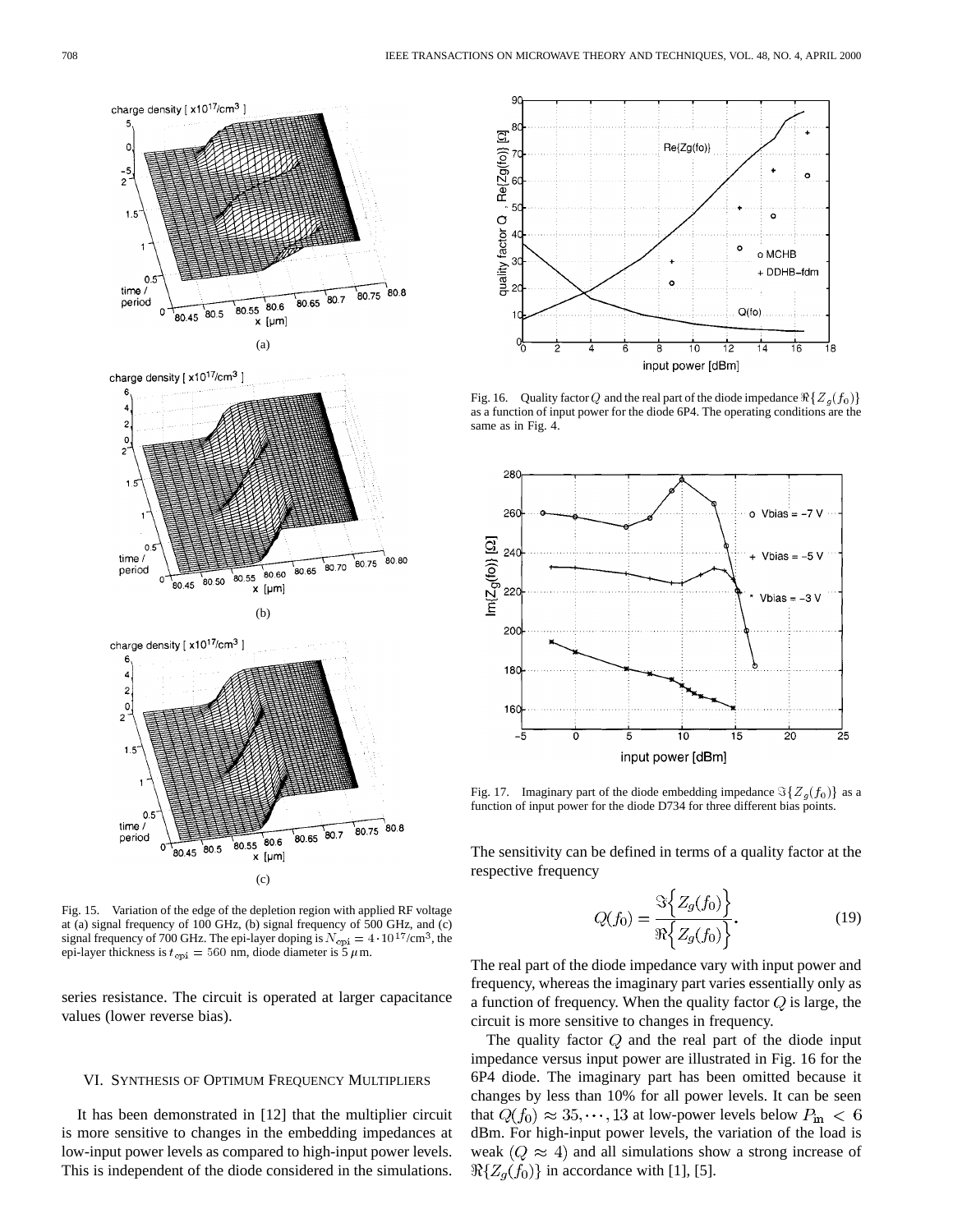Fig. 15. Variation of the edge of the depletion region with applied RF voltage at (a) signal frequency of 100 GHz, (b) signal frequency of 500 GHz, and (c) signal frequency of 700 GHz. The epi-layer doping is $N_{\rm epi} = 4 \cdot 10^{17}/{\rm cm}^3$, the epi-layer thickness is $t_{\rm epi} = 560$ nm, diode diameter is 5 $\mu$m.

series resistance. The circuit is operated at larger capacitance values (lower reverse bias).

## VI. Synthesis of Optimum Frequency Multipliers

It has been demonstrated in [12] that the multiplier circuit is more sensitive to changes in the embedding impedances at low-input power levels as compared to high-input power levels. This is independent of the diode considered in the simulations.

Fig. 16. Quality factor $Q$ and the real part of the diode impedance $\Re\{Z_g(f_0)\}$ as a function of input power for the diode 6P4. The operating conditions are the same as in Fig. 4.

Fig. 17. Imaginary part of the diode embedding impedance $\Im\{Z_g(f_0)\}$ as a function of input power for the diode D734 for three different bias points.

The sensitivity can be defined in terms of a quality factor at the respective frequency

$$Q(f_0) = \frac{\Im\Big\{Z_g(f_0)\Big\}}{\Re\Big\{Z_g(f_0)\Big\}}. \tag{19}$$

The real part of the diode impedance vary with input power and frequency, whereas the imaginary part varies essentially only as a function of frequency. When the quality factor $Q$ is large, the circuit is more sensitive to changes in frequency.

The quality factor $Q$ and the real part of the diode input impedance versus input power are illustrated in Fig. 16 for the 6P4 diode. The imaginary part has been omitted because it changes by less than 10% for all power levels. It can be seen that $Q(f_0) \approx 35, \cdots, 13$ at low-power levels below $P_{\rm in} < 6$ dBm. For high-input power levels, the variation of the load is weak $(Q \approx 4)$ and all simulations show a strong increase of $\Re\{Z_g(f_0)\}$ in accordance with [1], [5].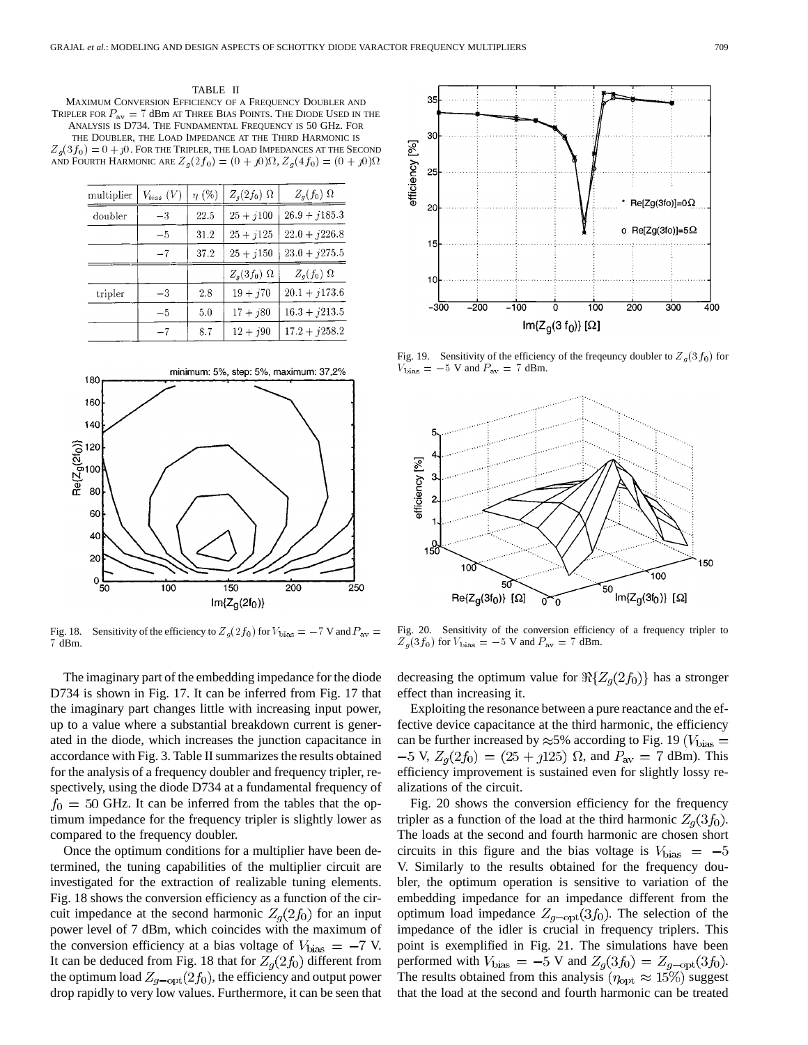TABLE II
MAXIMUM CONVERSION EFFICIENCY OF A FREQUENCY DOUBLER AND TRIPLER FOR $P_{\rm av} = 7$ dBm AT THREE BIAS POINTS. THE DIODE USED IN THE ANALYSIS IS D734. THE FUNDAMENTAL FREQUENCY IS 50 GHz. FOR THE DOUBLER, THE LOAD IMPEDANCE AT THE THIRD HARMONIC IS $Z_g(3f_0) = 0 + j0$. FOR THE TRIPLER, THE LOAD IMPEDANCES AT THE SECOND AND FOURTH HARMONIC ARE $Z_g(2f_0) = (0 + j0)\Omega$, $Z_g(4f_0) = (0 + j0)\Omega$

| multiplier | $V_{bias}$ (V) | $\eta$ (%) | $Z_g(2f_0)$ $\Omega$ | $Z_g(f_0)$ $\Omega$ |
|---|---|---|---|---|
| doubler | $-3$ | 22.5 | $25 + j100$ | $26.9 + j185.3$ |
| | $-5$ | 31.2 | $25 + j125$ | $22.0 + j226.8$ |
| | $-7$ | 37.2 | $25 + j150$ | $23.0 + j275.5$ |
| | | | $Z_g(3f_0)$ $\Omega$ | $Z_g(f_0)$ $\Omega$ |
| tripler | $-3$ | 2.8 | $19 + j70$ | $20.1 + j173.6$ |
| | $-5$ | 5.0 | $17 + j80$ | $16.3 + j213.5$ |
| | $-7$ | 8.7 | $12 + j90$ | $17.2 + j258.2$ |

Fig. 18. Sensitivity of the efficiency to $Z_g(2f_0)$ for $V_{\rm bias} = -7$ V and $P_{\rm av} = 7$ dBm.

Fig. 19. Sensitivity of the efficiency of the freqeuncy doubler to $Z_g(3f_0)$ for $V_{\rm bias} = -5$ V and $P_{\rm av} = 7$ dBm.

Fig. 20. Sensitivity of the conversion efficiency of a frequency tripler to $Z_g(3f_0)$ for $V_{\rm bias} = -5$ V and $P_{\rm av} = 7$ dBm.

The imaginary part of the embedding impedance for the diode D734 is shown in Fig. 17. It can be inferred from Fig. 17 that the imaginary part changes little with increasing input power, up to a value where a substantial breakdown current is generated in the diode, which increases the junction capacitance in accordance with Fig. 3. Table II summarizes the results obtained for the analysis of a frequency doubler and frequency tripler, respectively, using the diode D734 at a fundamental frequency of $f_0 = 50$ GHz. It can be inferred from the tables that the optimum impedance for the frequency tripler is slightly lower as compared to the frequency doubler.

Once the optimum conditions for a multiplier have been determined, the tuning capabilities of the multiplier circuit are investigated for the extraction of realizable tuning elements. Fig. 18 shows the conversion efficiency as a function of the circuit impedance at the second harmonic $Z_g(2f_0)$ for an input power level of 7 dBm, which coincides with the maximum of the conversion efficiency at a bias voltage of $V_{\rm bias} = -7$ V. It can be deduced from Fig. 18 that for $Z_g(2f_0)$ different from the optimum load $Z_{g-{\rm opt}}(2f_0)$, the efficiency and output power drop rapidly to very low values. Furthermore, it can be seen that decreasing the optimum value for $\Re\{Z_g(2f_0)\}$ has a stronger effect than increasing it.

Exploiting the resonance between a pure reactance and the effective device capacitance at the third harmonic, the efficiency can be further increased by $\approx$5% according to Fig. 19 ($V_{\rm bias} = -5$ V, $Z_g(2f_0) = (25 + j125)$ $\Omega$, and $P_{\rm av} = 7$ dBm). This efficiency improvement is sustained even for slightly lossy realizations of the circuit.

Fig. 20 shows the conversion efficiency for the frequency tripler as a function of the load at the third harmonic $Z_g(3f_0)$. The loads at the second and fourth harmonic are chosen short circuits in this figure and the bias voltage is $V_{\rm bias} = -5$ V. Similarly to the results obtained for the frequency doubler, the optimum operation is sensitive to variation of the embedding impedance for an impedance different from the optimum load impedance $Z_{g-{\rm opt}}(3f_0)$. The selection of the impedance of the idler is crucial in frequency triplers. This point is exemplified in Fig. 21. The simulations have been performed with $V_{\rm bias} = -5$ V and $Z_g(3f_0) = Z_{g-{\rm opt}}(3f_0)$. The results obtained from this analysis ($\eta_{\rm opt} \approx 15\%$) suggest that the load at the second and fourth harmonic can be treated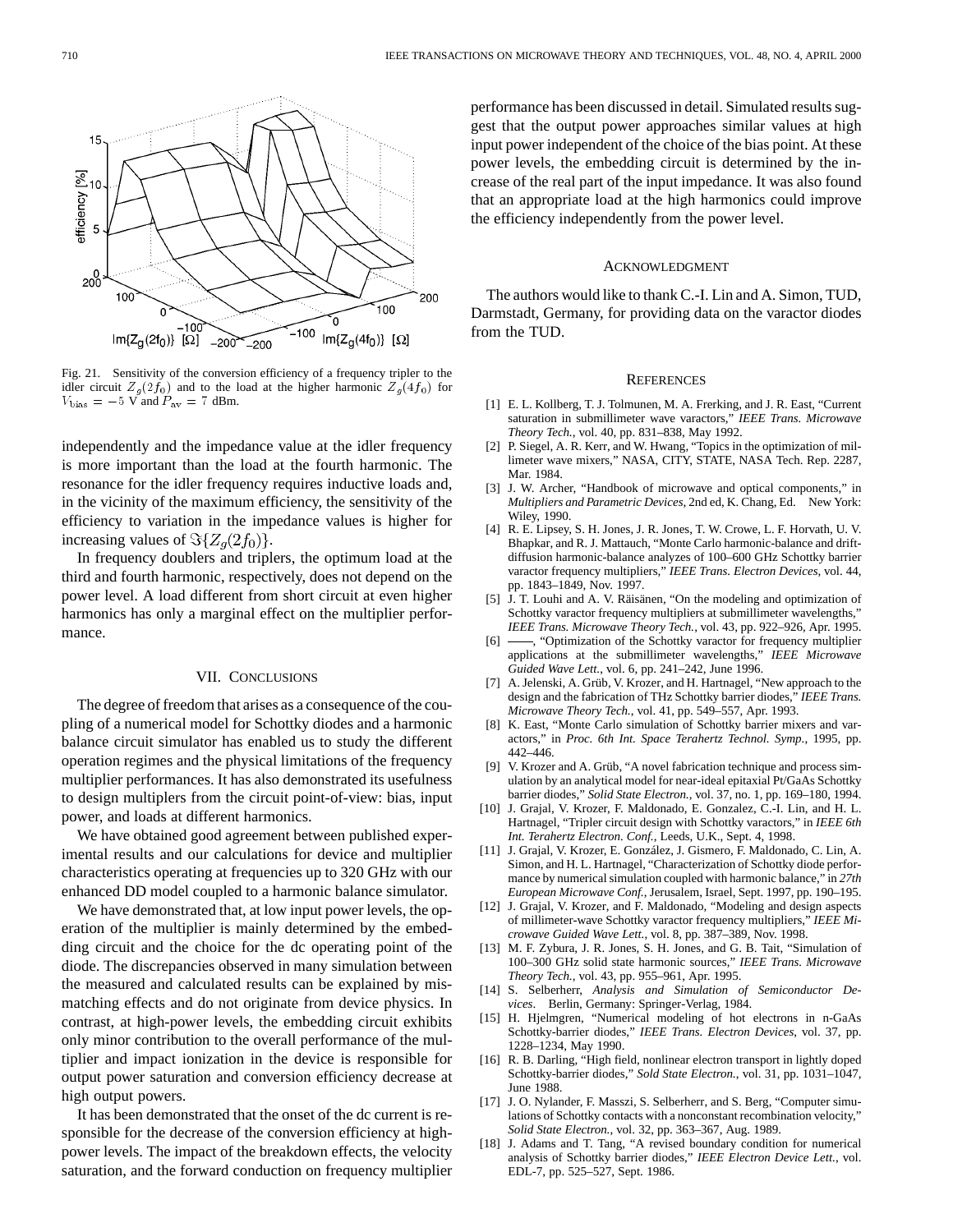15
10
5
0
efficiency [%]
200
100
0
−100
−200
Im{Zg(2f0)} [Ω]
−200
−100
0
100
200
Im{Zg(4f0)} [Ω]

Fig. 21. Sensitivity of the conversion efficiency of a frequency tripler to the idler circuit $Z_g(2f_0)$ and to the load at the higher harmonic $Z_g(4f_0)$ for $V_{\text{bias}} = -5$ V and $P_{\text{av}} = 7$ dBm.

independently and the impedance value at the idler frequency is more important than the load at the fourth harmonic. The resonance for the idler frequency requires inductive loads and, in the vicinity of the maximum efficiency, the sensitivity of the efficiency to variation in the impedance values is higher for increasing values of $\Im\{Z_g(2f_0)\}$.

In frequency doublers and triplers, the optimum load at the third and fourth harmonic, respectively, does not depend on the power level. A load different from short circuit at even higher harmonics has only a marginal effect on the multiplier performance.

## VII. Conclusions

The degree of freedom that arises as a consequence of the coupling of a numerical model for Schottky diodes and a harmonic balance circuit simulator has enabled us to study the different operation regimes and the physical limitations of the frequency multiplier performances. It has also demonstrated its usefulness to design multiplers from the circuit point-of-view: bias, input power, and loads at different harmonics.

We have obtained good agreement between published experimental results and our calculations for device and multiplier characteristics operating at frequencies up to 320 GHz with our enhanced DD model coupled to a harmonic balance simulator.

We have demonstrated that, at low input power levels, the operation of the multiplier is mainly determined by the embedding circuit and the choice for the dc operating point of the diode. The discrepancies observed in many simulation between the measured and calculated results can be explained by mismatching effects and do not originate from device physics. In contrast, at high-power levels, the embedding circuit exhibits only minor contribution to the overall performance of the multiplier and impact ionization in the device is responsible for output power saturation and conversion efficiency decrease at high output powers.

It has been demonstrated that the onset of the dc current is responsible for the decrease of the conversion efficiency at high-power levels. The impact of the breakdown effects, the velocity saturation, and the forward conduction on frequency multiplier performance has been discussed in detail. Simulated results suggest that the output power approaches similar values at high input power independent of the choice of the bias point. At these power levels, the embedding circuit is determined by the increase of the real part of the input impedance. It was also found that an appropriate load at the high harmonics could improve the efficiency independently from the power level.

## Acknowledgment

The authors would like to thank C.-I. Lin and A. Simon, TUD, Darmstadt, Germany, for providing data on the varactor diodes from the TUD.

## References

[1] E. L. Kollberg, T. J. Tolmunen, M. A. Frerking, and J. R. East, "Current saturation in submillimeter wave varactors," *IEEE Trans. Microwave Theory Tech.*, vol. 40, pp. 831–838, May 1992.

[2] P. Siegel, A. R. Kerr, and W. Hwang, "Topics in the optimization of millimeter wave mixers," NASA, CITY, STATE, NASA Tech. Rep. 2287, Mar. 1984.

[3] J. W. Archer, "Handbook of microwave and optical components," in *Multipliers and Parametric Devices*, 2nd ed, K. Chang, Ed. New York: Wiley, 1990.

[4] R. E. Lipsey, S. H. Jones, J. R. Jones, T. W. Crowe, L. F. Horvath, U. V. Bhapkar, and R. J. Mattauch, "Monte Carlo harmonic-balance and drift-diffusion harmonic-balance analyzes of 100–600 GHz Schottky barrier varactor frequency multipliers," *IEEE Trans. Electron Devices*, vol. 44, pp. 1843–1849, Nov. 1997.

[5] J. T. Louhi and A. V. Räisänen, "On the modeling and optimization of Schottky varactor frequency multipliers at submillimeter wavelengths," *IEEE Trans. Microwave Theory Tech.*, vol. 43, pp. 922–926, Apr. 1995.

[6] ——, "Optimization of the Schottky varactor for frequency multiplier applications at the submillimeter wavelengths," *IEEE Microwave Guided Wave Lett.*, vol. 6, pp. 241–242, June 1996.

[7] A. Jelenski, A. Grüb, V. Krozer, and H. Hartnagel, "New approach to the design and the fabrication of THz Schottky barrier diodes," *IEEE Trans. Microwave Theory Tech.*, vol. 41, pp. 549–557, Apr. 1993.

[8] K. East, "Monte Carlo simulation of Schottky barrier mixers and varactors," in *Proc. 6th Int. Space Terahertz Technol. Symp.*, 1995, pp. 442–446.

[9] V. Krozer and A. Grüb, "A novel fabrication technique and process simulation by an analytical model for near-ideal epitaxial Pt/GaAs Schottky barrier diodes," *Solid State Electron.*, vol. 37, no. 1, pp. 169–180, 1994.

[10] J. Grajal, V. Krozer, F. Maldonado, E. Gonzalez, C.-I. Lin, and H. L. Hartnagel, "Tripler circuit design with Schottky varactors," in *IEEE 6th Int. Terahertz Electron. Conf.*, Leeds, U.K., Sept. 4, 1998.

[11] J. Grajal, V. Krozer, E. González, J. Gismero, F. Maldonado, C. Lin, A. Simon, and H. L. Hartnagel, "Characterization of Schottky diode performance by numerical simulation coupled with harmonic balance," in *27th European Microwave Conf.*, Jerusalem, Israel, Sept. 1997, pp. 190–195.

[12] J. Grajal, V. Krozer, and F. Maldonado, "Modeling and design aspects of millimeter-wave Schottky varactor frequency multipliers," *IEEE Microwave Guided Wave Lett.*, vol. 8, pp. 387–389, Nov. 1998.

[13] M. F. Zybura, J. R. Jones, S. H. Jones, and G. B. Tait, "Simulation of 100–300 GHz solid state harmonic sources," *IEEE Trans. Microwave Theory Tech.*, vol. 43, pp. 955–961, Apr. 1995.

[14] S. Selberherr, *Analysis and Simulation of Semiconductor Devices*. Berlin, Germany: Springer-Verlag, 1984.

[15] H. Hjelmgren, "Numerical modeling of hot electrons in n-GaAs Schottky-barrier diodes," *IEEE Trans. Electron Devices*, vol. 37, pp. 1228–1234, May 1990.

[16] R. B. Darling, "High field, nonlinear electron transport in lightly doped Schottky-barrier diodes," *Sold State Electron.*, vol. 31, pp. 1031–1047, June 1988.

[17] J. O. Nylander, F. Masszi, S. Selberherr, and S. Berg, "Computer simulations of Schottky contacts with a nonconstant recombination velocity," *Solid State Electron.*, vol. 32, pp. 363–367, Aug. 1989.

[18] J. Adams and T. Tang, "A revised boundary condition for numerical analysis of Schottky barrier diodes," *IEEE Electron Device Lett.*, vol. EDL-7, pp. 525–527, Sept. 1986.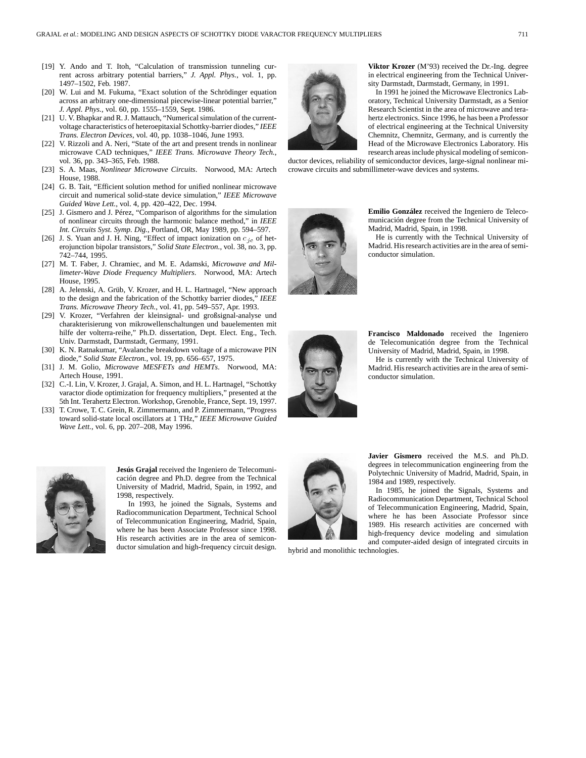[19] Y. Ando and T. Itoh, "Calculation of transmission tunneling current across arbitrary potential barriers," *J. Appl. Phys.*, vol. 1, pp. 1497–1502, Feb. 1987.

[20] W. Lui and M. Fukuma, "Exact solution of the Schrödinger equation across an arbitrary one-dimensional piecewise-linear potential barrier," *J. Appl. Phys.*, vol. 60, pp. 1555–1559, Sept. 1986.

[21] U. V. Bhapkar and R. J. Mattauch, "Numerical simulation of the current-voltage characteristics of heteroepitaxial Schottky-barrier diodes," *IEEE Trans. Electron Devices*, vol. 40, pp. 1038–1046, June 1993.

[22] V. Rizzoli and A. Neri, "State of the art and present trends in nonlinear microwave CAD techniques," *IEEE Trans. Microwave Theory Tech.*, vol. 36, pp. 343–365, Feb. 1988.

[23] S. A. Maas, *Nonlinear Microwave Circuits*. Norwood, MA: Artech House, 1988.

[24] G. B. Tait, "Efficient solution method for unified nonlinear microwave circuit and numerical solid-state device simulation," *IEEE Microwave Guided Wave Lett.*, vol. 4, pp. 420–422, Dec. 1994.

[25] J. Gismero and J. Pérez, "Comparison of algorithms for the simulation of nonlinear circuits through the harmonic balance method," in *IEEE Int. Circuits Syst. Symp. Dig.*, Portland, OR, May 1989, pp. 594–597.

[26] J. S. Yuan and J. H. Ning, "Effect of impact ionization on $c_{jc}$ of heterojunction bipolar transistors," *Solid State Electron.*, vol. 38, no. 3, pp. 742–744, 1995.

[27] M. T. Faber, J. Chramiec, and M. E. Adamski, *Microwave and Millimeter-Wave Diode Frequency Multipliers*. Norwood, MA: Artech House, 1995.

[28] A. Jelenski, A. Grüb, V. Krozer, and H. L. Hartnagel, "New approach to the design and the fabrication of the Schottky barrier diodes," *IEEE Trans. Microwave Theory Tech.*, vol. 41, pp. 549–557, Apr. 1993.

[29] V. Krozer, "Verfahren der kleinsignal- und großsignal-analyse und charakterisierung von mikrowellenschaltungen und bauelementen mit hilfe der volterra-reihe," Ph.D. dissertation, Dept. Elect. Eng., Tech. Univ. Darmstadt, Darmstadt, Germany, 1991.

[30] K. N. Ratnakumar, "Avalanche breakdown voltage of a microwave PIN diode," *Solid State Electron.*, vol. 19, pp. 656–657, 1975.

[31] J. M. Golio, *Microwave MESFETs and HEMTs*. Norwood, MA: Artech House, 1991.

[32] C.-I. Lin, V. Krozer, J. Grajal, A. Simon, and H. L. Hartnagel, "Schottky varactor diode optimization for frequency multipliers," presented at the 5th Int. Terahertz Electron. Workshop, Grenoble, France, Sept. 19, 1997.

[33] T. Crowe, T. C. Grein, R. Zimmermann, and P. Zimmermann, "Progress toward solid-state local oscillators at 1 THz," *IEEE Microwave Guided Wave Lett.*, vol. 6, pp. 207–208, May 1996.

**Jesús Grajal** received the Ingeniero de Telecomunicación degree and Ph.D. degree from the Technical University of Madrid, Madrid, Spain, in 1992, and 1998, respectively.

In 1993, he joined the Signals, Systems and Radiocommunication Department, Technical School of Telecommunication Engineering, Madrid, Spain, where he has been Associate Professor since 1998. His research activities are in the area of semiconductor simulation and high-frequency circuit design.

**Viktor Krozer** (M'93) received the Dr.-Ing. degree in electrical engineering from the Technical University Darmstadt, Darmstadt, Germany, in 1991.

In 1991 he joined the Microwave Electronics Laboratory, Technical University Darmstadt, as a Senior Research Scientist in the area of microwave and terahertz electronics. Since 1996, he has been a Professor of electrical engineering at the Technical University Chemnitz, Chemnitz, Germany, and is currently the Head of the Microwave Electronics Laboratory. His research areas include physical modeling of semiconductor devices, reliability of semiconductor devices, large-signal nonlinear microwave circuits and submillimeter-wave devices and systems.

**Emilio González** received the Ingeniero de Telecomunicación degree from the Technical University of Madrid, Madrid, Spain, in 1998.

He is currently with the Technical University of Madrid. His research activities are in the area of semiconductor simulation.

**Francisco Maldonado** received the Ingeniero de Telecomunicatión degree from the Technical University of Madrid, Madrid, Spain, in 1998.

He is currently with the Technical University of Madrid. His research activities are in the area of semiconductor simulation.

**Javier Gismero** received the M.S. and Ph.D. degrees in telecommunication engineering from the Polytechnic University of Madrid, Madrid, Spain, in 1984 and 1989, respectively.

In 1985, he joined the Signals, Systems and Radiocommunication Department, Technical School of Telecommunication Engineering, Madrid, Spain, where he has been Associate Professor since 1989. His research activities are concerned with high-frequency device modeling and simulation and computer-aided design of integrated circuits in hybrid and monolithic technologies.